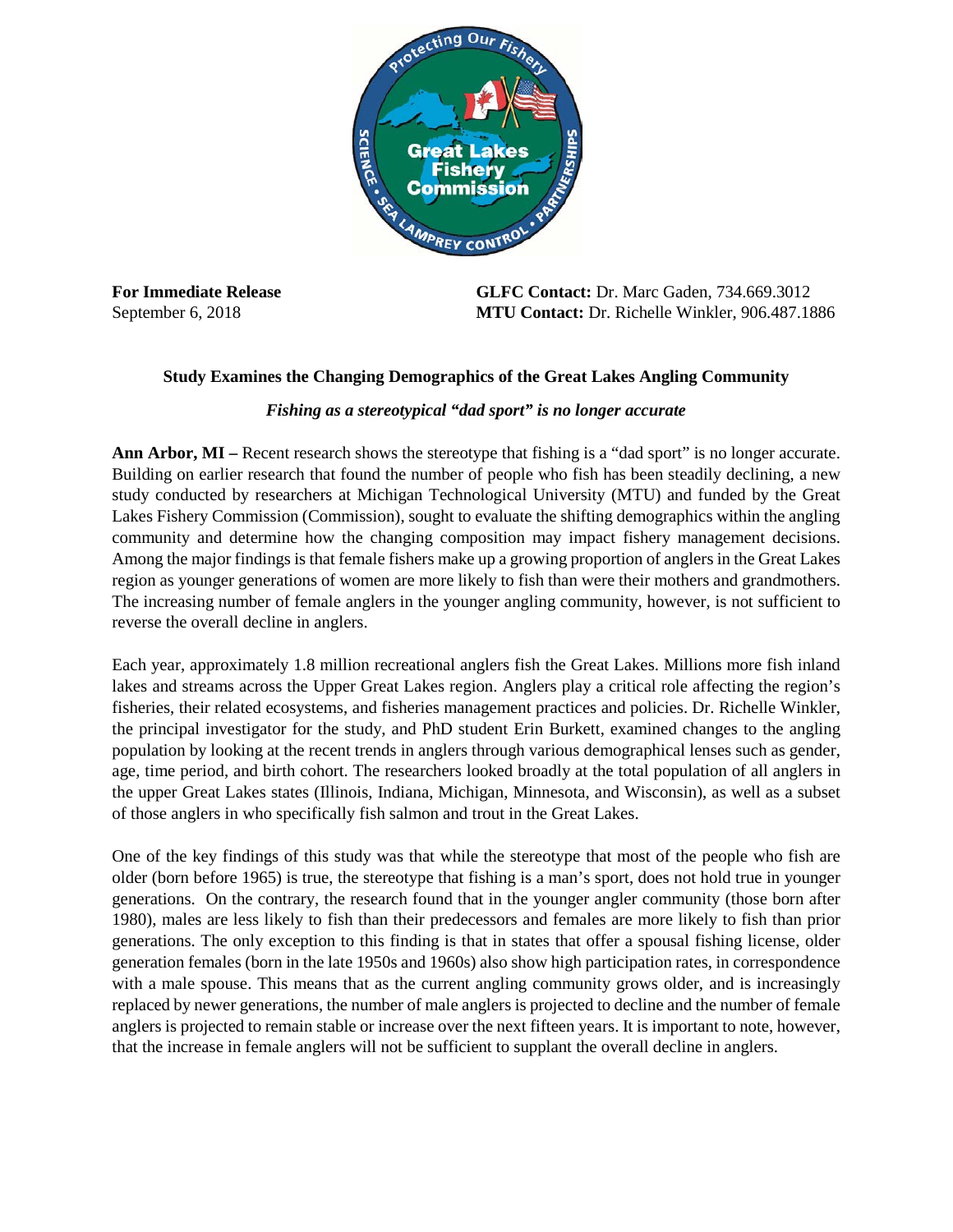**For Immediate Release**
September 6, 2018

**GLFC Contact:** Dr. Marc Gaden, 734.669.3012
**MTU Contact:** Dr. Richelle Winkler, 906.487.1886

## Study Examines the Changing Demographics of the Great Lakes Angling Community

***Fishing as a stereotypical "dad sport" is no longer accurate***

**Ann Arbor, MI –** Recent research shows the stereotype that fishing is a "dad sport" is no longer accurate. Building on earlier research that found the number of people who fish has been steadily declining, a new study conducted by researchers at Michigan Technological University (MTU) and funded by the Great Lakes Fishery Commission (Commission), sought to evaluate the shifting demographics within the angling community and determine how the changing composition may impact fishery management decisions. Among the major findings is that female fishers make up a growing proportion of anglers in the Great Lakes region as younger generations of women are more likely to fish than were their mothers and grandmothers. The increasing number of female anglers in the younger angling community, however, is not sufficient to reverse the overall decline in anglers.

Each year, approximately 1.8 million recreational anglers fish the Great Lakes. Millions more fish inland lakes and streams across the Upper Great Lakes region. Anglers play a critical role affecting the region's fisheries, their related ecosystems, and fisheries management practices and policies. Dr. Richelle Winkler, the principal investigator for the study, and PhD student Erin Burkett, examined changes to the angling population by looking at the recent trends in anglers through various demographical lenses such as gender, age, time period, and birth cohort. The researchers looked broadly at the total population of all anglers in the upper Great Lakes states (Illinois, Indiana, Michigan, Minnesota, and Wisconsin), as well as a subset of those anglers in who specifically fish salmon and trout in the Great Lakes.

One of the key findings of this study was that while the stereotype that most of the people who fish are older (born before 1965) is true, the stereotype that fishing is a man's sport, does not hold true in younger generations. On the contrary, the research found that in the younger angler community (those born after 1980), males are less likely to fish than their predecessors and females are more likely to fish than prior generations. The only exception to this finding is that in states that offer a spousal fishing license, older generation females (born in the late 1950s and 1960s) also show high participation rates, in correspondence with a male spouse. This means that as the current angling community grows older, and is increasingly replaced by newer generations, the number of male anglers is projected to decline and the number of female anglers is projected to remain stable or increase over the next fifteen years. It is important to note, however, that the increase in female anglers will not be sufficient to supplant the overall decline in anglers.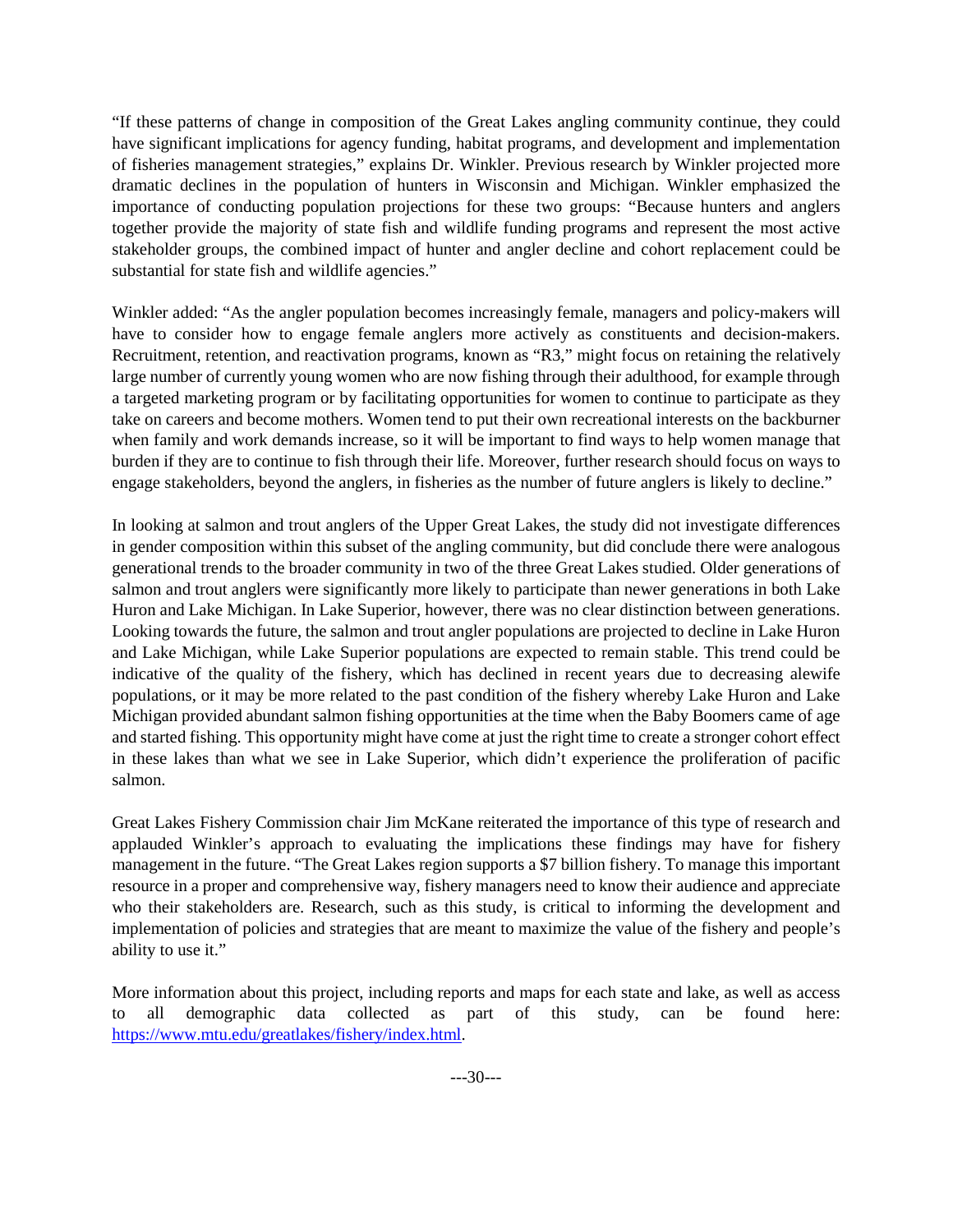"If these patterns of change in composition of the Great Lakes angling community continue, they could have significant implications for agency funding, habitat programs, and development and implementation of fisheries management strategies," explains Dr. Winkler. Previous research by Winkler projected more dramatic declines in the population of hunters in Wisconsin and Michigan. Winkler emphasized the importance of conducting population projections for these two groups: "Because hunters and anglers together provide the majority of state fish and wildlife funding programs and represent the most active stakeholder groups, the combined impact of hunter and angler decline and cohort replacement could be substantial for state fish and wildlife agencies."

Winkler added: "As the angler population becomes increasingly female, managers and policy-makers will have to consider how to engage female anglers more actively as constituents and decision-makers. Recruitment, retention, and reactivation programs, known as "R3," might focus on retaining the relatively large number of currently young women who are now fishing through their adulthood, for example through a targeted marketing program or by facilitating opportunities for women to continue to participate as they take on careers and become mothers. Women tend to put their own recreational interests on the backburner when family and work demands increase, so it will be important to find ways to help women manage that burden if they are to continue to fish through their life. Moreover, further research should focus on ways to engage stakeholders, beyond the anglers, in fisheries as the number of future anglers is likely to decline."

In looking at salmon and trout anglers of the Upper Great Lakes, the study did not investigate differences in gender composition within this subset of the angling community, but did conclude there were analogous generational trends to the broader community in two of the three Great Lakes studied. Older generations of salmon and trout anglers were significantly more likely to participate than newer generations in both Lake Huron and Lake Michigan. In Lake Superior, however, there was no clear distinction between generations. Looking towards the future, the salmon and trout angler populations are projected to decline in Lake Huron and Lake Michigan, while Lake Superior populations are expected to remain stable. This trend could be indicative of the quality of the fishery, which has declined in recent years due to decreasing alewife populations, or it may be more related to the past condition of the fishery whereby Lake Huron and Lake Michigan provided abundant salmon fishing opportunities at the time when the Baby Boomers came of age and started fishing. This opportunity might have come at just the right time to create a stronger cohort effect in these lakes than what we see in Lake Superior, which didn't experience the proliferation of pacific salmon.

Great Lakes Fishery Commission chair Jim McKane reiterated the importance of this type of research and applauded Winkler's approach to evaluating the implications these findings may have for fishery management in the future. "The Great Lakes region supports a $7 billion fishery. To manage this important resource in a proper and comprehensive way, fishery managers need to know their audience and appreciate who their stakeholders are. Research, such as this study, is critical to informing the development and implementation of policies and strategies that are meant to maximize the value of the fishery and people's ability to use it."

More information about this project, including reports and maps for each state and lake, as well as access to all demographic data collected as part of this study, can be found here: [https://www.mtu.edu/greatlakes/fishery/index.html](https://www.mtu.edu/greatlakes/fishery/index.html).

---30---